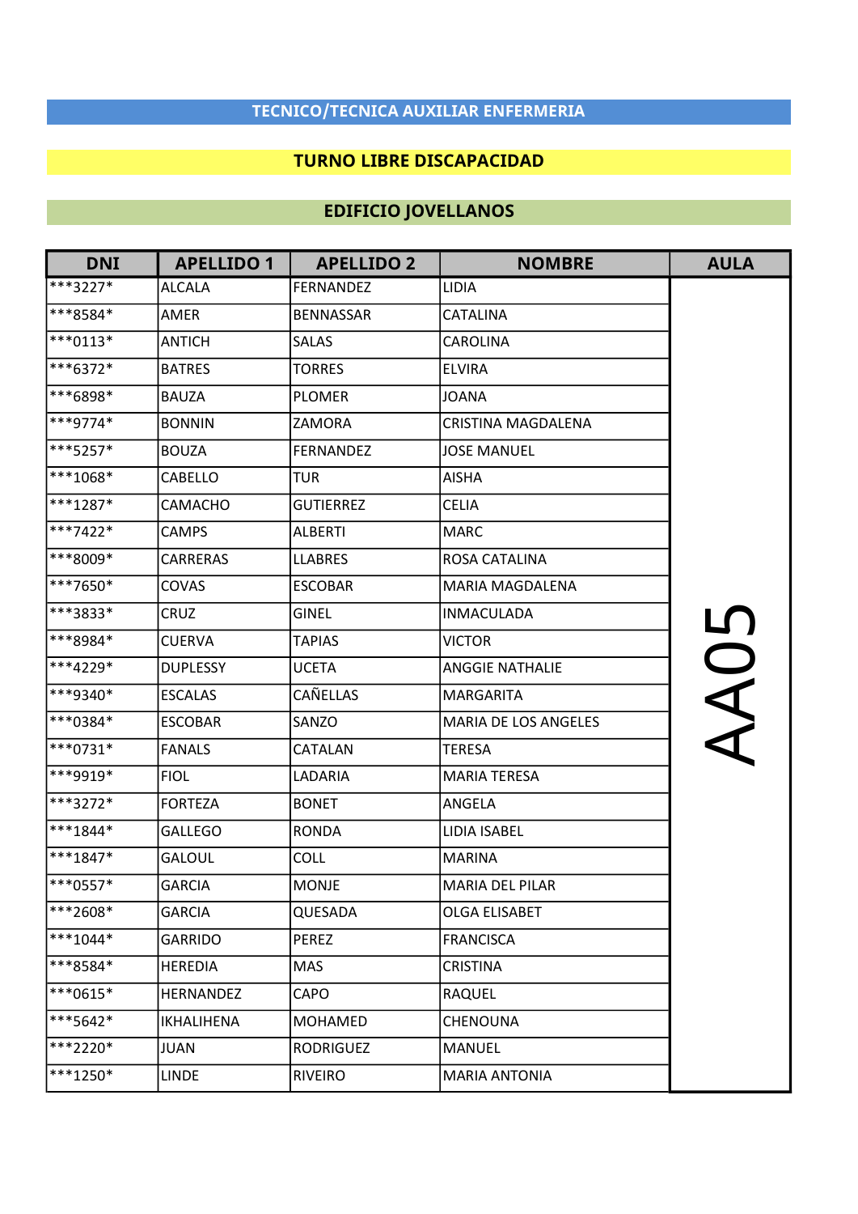## TECNICO/TECNICA AUXILIAR ENFERMERIA

## TURNO LIBRE DISCAPACIDAD

## EDIFICIO JOVELLANOS

| DNI | APELLIDO 1 | APELLIDO 2 | NOMBRE | AULA |
|---|---|---|---|---|
| ***3227* | ALCALA | FERNANDEZ | LIDIA | AA05 |
| ***8584* | AMER | BENNASSAR | CATALINA | |
| ***0113* | ANTICH | SALAS | CAROLINA | |
| ***6372* | BATRES | TORRES | ELVIRA | |
| ***6898* | BAUZA | PLOMER | JOANA | |
| ***9774* | BONNIN | ZAMORA | CRISTINA MAGDALENA | |
| ***5257* | BOUZA | FERNANDEZ | JOSE MANUEL | |
| ***1068* | CABELLO | TUR | AISHA | |
| ***1287* | CAMACHO | GUTIERREZ | CELIA | |
| ***7422* | CAMPS | ALBERTI | MARC | |
| ***8009* | CARRERAS | LLABRES | ROSA CATALINA | |
| ***7650* | COVAS | ESCOBAR | MARIA MAGDALENA | |
| ***3833* | CRUZ | GINEL | INMACULADA | |
| ***8984* | CUERVA | TAPIAS | VICTOR | |
| ***4229* | DUPLESSY | UCETA | ANGGIE NATHALIE | |
| ***9340* | ESCALAS | CAÑELLAS | MARGARITA | |
| ***0384* | ESCOBAR | SANZO | MARIA DE LOS ANGELES | |
| ***0731* | FANALS | CATALAN | TERESA | |
| ***9919* | FIOL | LADARIA | MARIA TERESA | |
| ***3272* | FORTEZA | BONET | ANGELA | |
| ***1844* | GALLEGO | RONDA | LIDIA ISABEL | |
| ***1847* | GALOUL | COLL | MARINA | |
| ***0557* | GARCIA | MONJE | MARIA DEL PILAR | |
| ***2608* | GARCIA | QUESADA | OLGA ELISABET | |
| ***1044* | GARRIDO | PEREZ | FRANCISCA | |
| ***8584* | HEREDIA | MAS | CRISTINA | |
| ***0615* | HERNANDEZ | CAPO | RAQUEL | |
| ***5642* | IKHALIHENA | MOHAMED | CHENOUNA | |
| ***2220* | JUAN | RODRIGUEZ | MANUEL | |
| ***1250* | LINDE | RIVEIRO | MARIA ANTONIA | |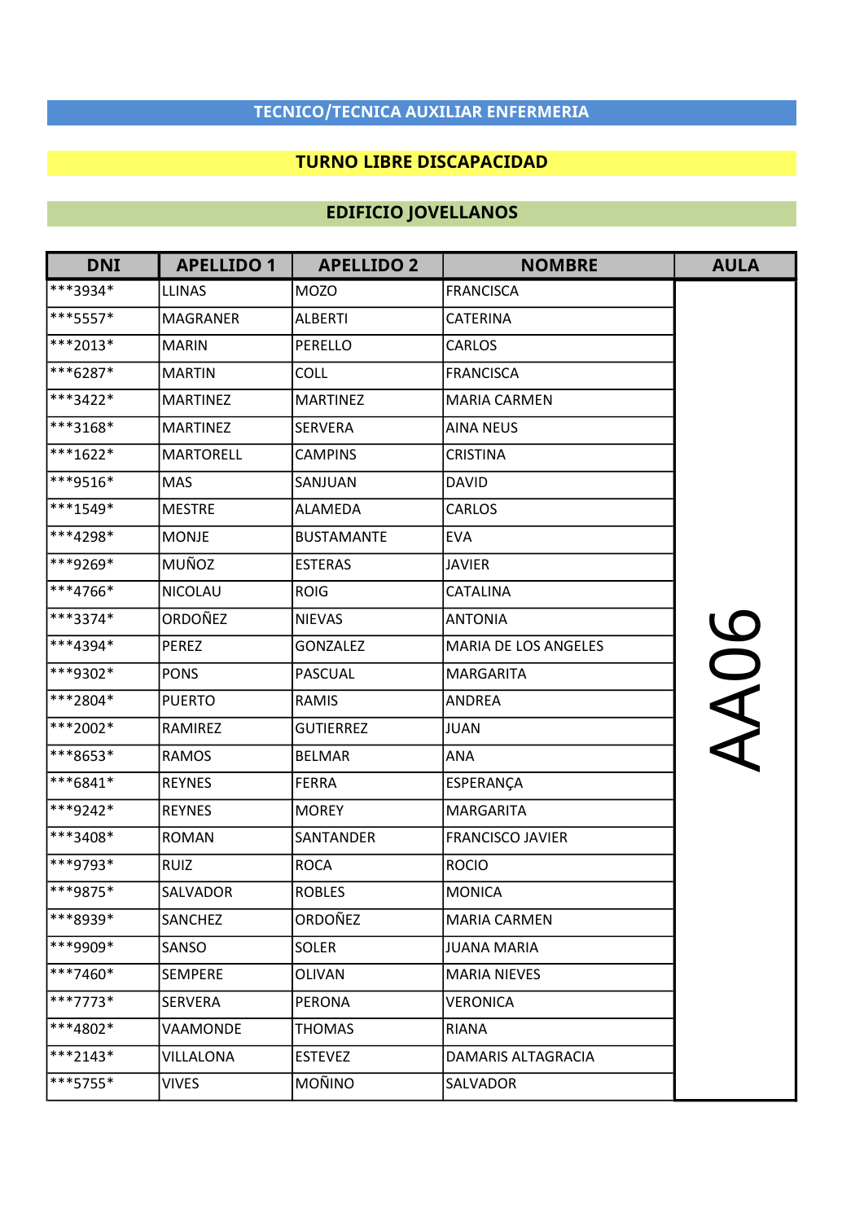**TECNICO/TECNICA AUXILIAR ENFERMERIA**

**TURNO LIBRE DISCAPACIDAD**

**EDIFICIO JOVELLANOS**

| DNI | APELLIDO 1 | APELLIDO 2 | NOMBRE | AULA |
|---|---|---|---|---|
| ***3934* | LLINAS | MOZO | FRANCISCA | AA06 |
| ***5557* | MAGRANER | ALBERTI | CATERINA | |
| ***2013* | MARIN | PERELLO | CARLOS | |
| ***6287* | MARTIN | COLL | FRANCISCA | |
| ***3422* | MARTINEZ | MARTINEZ | MARIA CARMEN | |
| ***3168* | MARTINEZ | SERVERA | AINA NEUS | |
| ***1622* | MARTORELL | CAMPINS | CRISTINA | |
| ***9516* | MAS | SANJUAN | DAVID | |
| ***1549* | MESTRE | ALAMEDA | CARLOS | |
| ***4298* | MONJE | BUSTAMANTE | EVA | |
| ***9269* | MUÑOZ | ESTERAS | JAVIER | |
| ***4766* | NICOLAU | ROIG | CATALINA | |
| ***3374* | ORDOÑEZ | NIEVAS | ANTONIA | |
| ***4394* | PEREZ | GONZALEZ | MARIA DE LOS ANGELES | |
| ***9302* | PONS | PASCUAL | MARGARITA | |
| ***2804* | PUERTO | RAMIS | ANDREA | |
| ***2002* | RAMIREZ | GUTIERREZ | JUAN | |
| ***8653* | RAMOS | BELMAR | ANA | |
| ***6841* | REYNES | FERRA | ESPERANÇA | |
| ***9242* | REYNES | MOREY | MARGARITA | |
| ***3408* | ROMAN | SANTANDER | FRANCISCO JAVIER | |
| ***9793* | RUIZ | ROCA | ROCIO | |
| ***9875* | SALVADOR | ROBLES | MONICA | |
| ***8939* | SANCHEZ | ORDOÑEZ | MARIA CARMEN | |
| ***9909* | SANSO | SOLER | JUANA MARIA | |
| ***7460* | SEMPERE | OLIVAN | MARIA NIEVES | |
| ***7773* | SERVERA | PERONA | VERONICA | |
| ***4802* | VAAMONDE | THOMAS | RIANA | |
| ***2143* | VILLALONA | ESTEVEZ | DAMARIS ALTAGRACIA | |
| ***5755* | VIVES | MOÑINO | SALVADOR | |